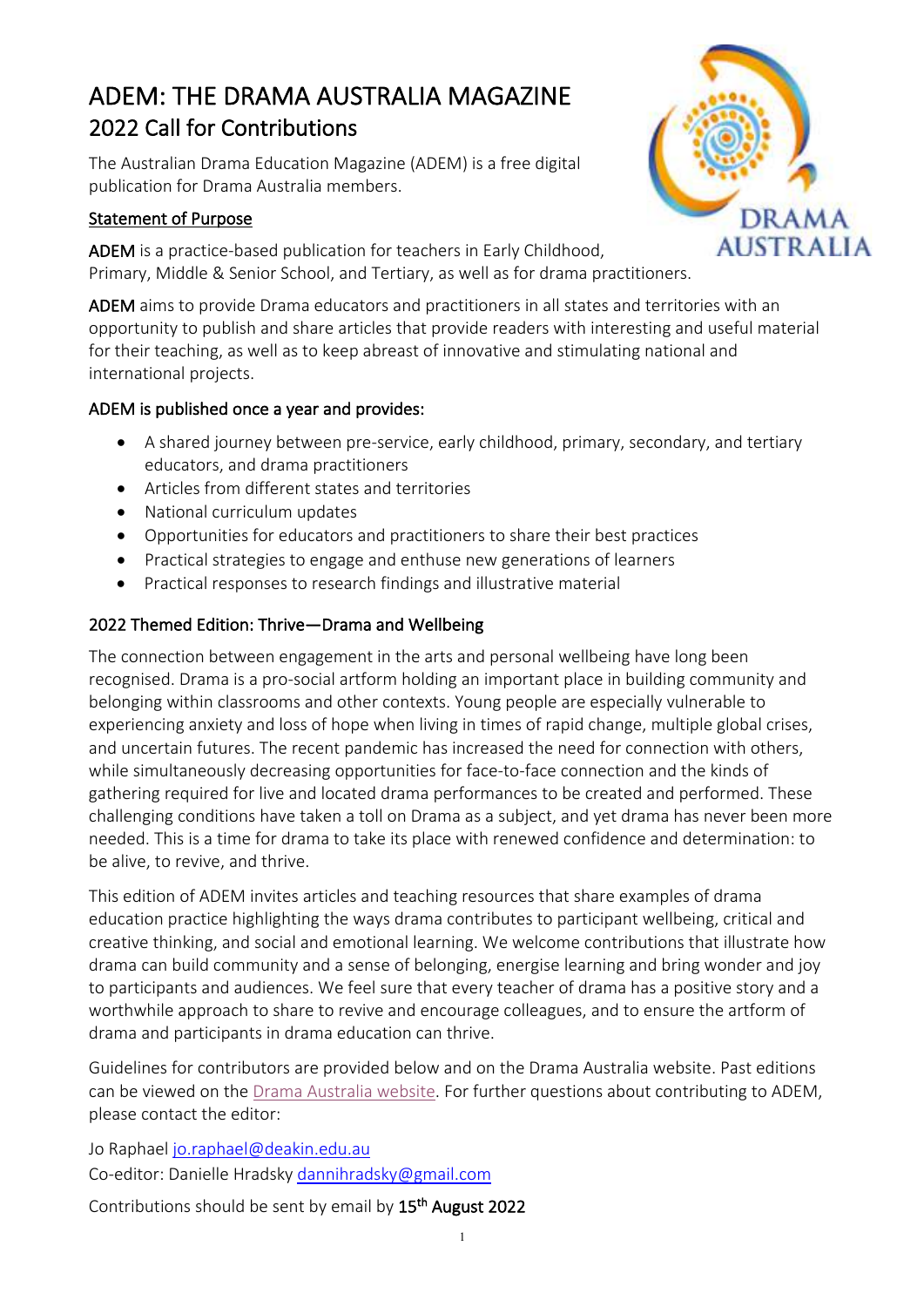# ADEM: THE DRAMA AUSTRALIA MAGAZINE

## 2022 Call for Contributions

The Australian Drama Education Magazine (ADEM) is a free digital publication for Drama Australia members.

### Statement of Purpose

ADEM is a practice-based publication for teachers in Early Childhood, Primary, Middle & Senior School, and Tertiary, as well as for drama practitioners.

ADEM aims to provide Drama educators and practitioners in all states and territories with an opportunity to publish and share articles that provide readers with interesting and useful material for their teaching, as well as to keep abreast of innovative and stimulating national and international projects.

### ADEM is published once a year and provides:

- A shared journey between pre-service, early childhood, primary, secondary, and tertiary educators, and drama practitioners
- Articles from different states and territories
- National curriculum updates
- Opportunities for educators and practitioners to share their best practices
- Practical strategies to engage and enthuse new generations of learners
- Practical responses to research findings and illustrative material

### 2022 Themed Edition: Thrive—Drama and Wellbeing

The connection between engagement in the arts and personal wellbeing have long been recognised. Drama is a pro-social artform holding an important place in building community and belonging within classrooms and other contexts. Young people are especially vulnerable to experiencing anxiety and loss of hope when living in times of rapid change, multiple global crises, and uncertain futures. The recent pandemic has increased the need for connection with others, while simultaneously decreasing opportunities for face-to-face connection and the kinds of gathering required for live and located drama performances to be created and performed. These challenging conditions have taken a toll on Drama as a subject, and yet drama has never been more needed. This is a time for drama to take its place with renewed confidence and determination: to be alive, to revive, and thrive.

This edition of ADEM invites articles and teaching resources that share examples of drama education practice highlighting the ways drama contributes to participant wellbeing, critical and creative thinking, and social and emotional learning. We welcome contributions that illustrate how drama can build community and a sense of belonging, energise learning and bring wonder and joy to participants and audiences. We feel sure that every teacher of drama has a positive story and a worthwhile approach to share to revive and encourage colleagues, and to ensure the artform of drama and participants in drama education can thrive.

Guidelines for contributors are provided below and on the Drama Australia website. Past editions can be viewed on the Drama Australia website. For further questions about contributing to ADEM, please contact the editor:

Jo Raphael jo.raphael@deakin.edu.au

Co-editor: Danielle Hradsky dannihradsky@gmail.com

Contributions should be sent by email by **15th August 2022**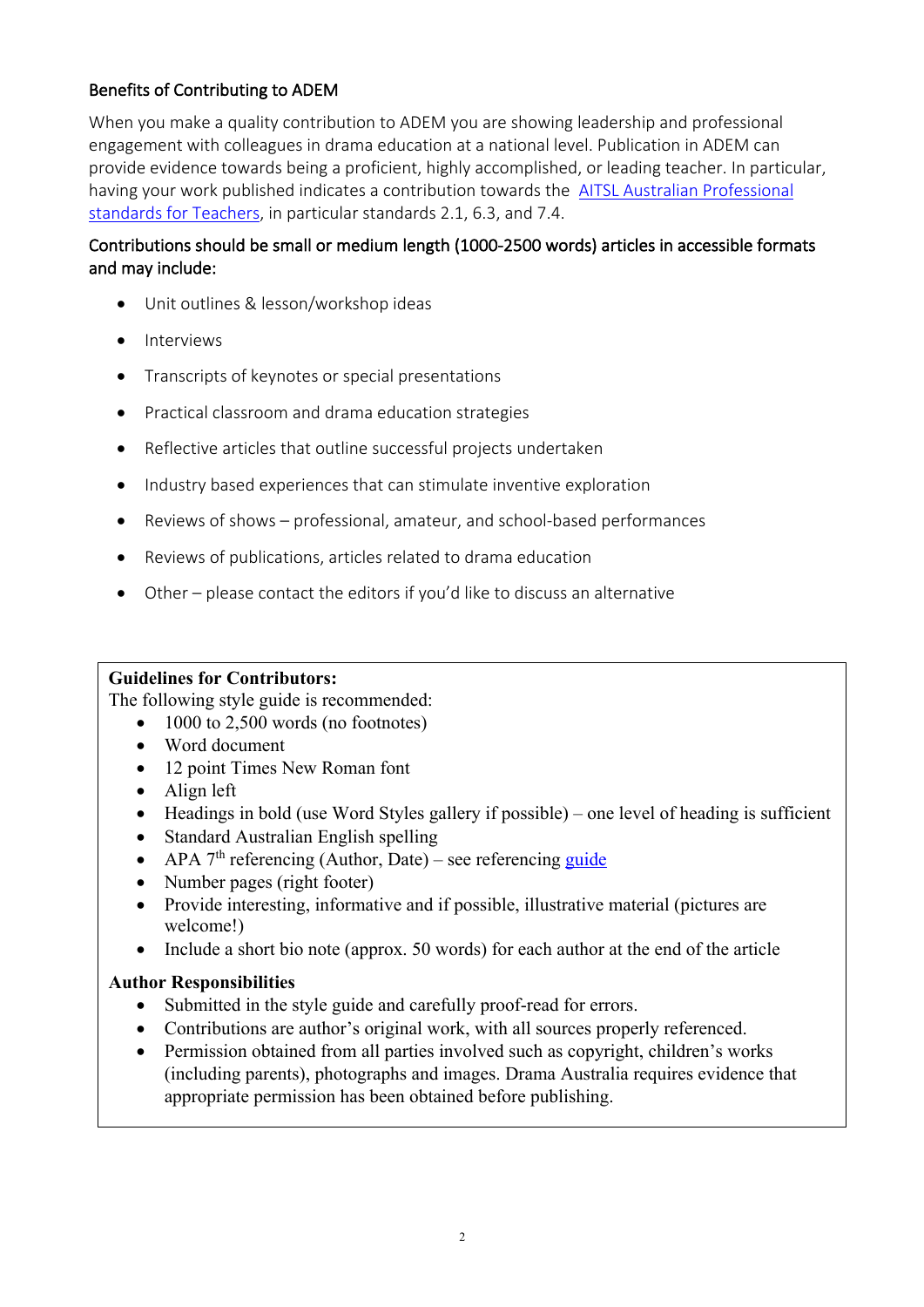## Benefits of Contributing to ADEM

When you make a quality contribution to ADEM you are showing leadership and professional engagement with colleagues in drama education at a national level. Publication in ADEM can provide evidence towards being a proficient, highly accomplished, or leading teacher. In particular, having your work published indicates a contribution towards the AITSL Australian Professional standards for Teachers, in particular standards 2.1, 6.3, and 7.4.

### Contributions should be small or medium length (1000-2500 words) articles in accessible formats and may include:

- Unit outlines & lesson/workshop ideas
- Interviews
- Transcripts of keynotes or special presentations
- Practical classroom and drama education strategies
- Reflective articles that outline successful projects undertaken
- Industry based experiences that can stimulate inventive exploration
- Reviews of shows – professional, amateur, and school-based performances
- Reviews of publications, articles related to drama education
- Other – please contact the editors if you'd like to discuss an alternative

**Guidelines for Contributors:**

The following style guide is recommended:

- 1000 to 2,500 words (no footnotes)
- Word document
- 12 point Times New Roman font
- Align left
- Headings in bold (use Word Styles gallery if possible) – one level of heading is sufficient
- Standard Australian English spelling
- APA 7th referencing (Author, Date) – see referencing guide
- Number pages (right footer)
- Provide interesting, informative and if possible, illustrative material (pictures are welcome!)
- Include a short bio note (approx. 50 words) for each author at the end of the article

**Author Responsibilities**

- Submitted in the style guide and carefully proof-read for errors.
- Contributions are author's original work, with all sources properly referenced.
- Permission obtained from all parties involved such as copyright, children's works (including parents), photographs and images. Drama Australia requires evidence that appropriate permission has been obtained before publishing.